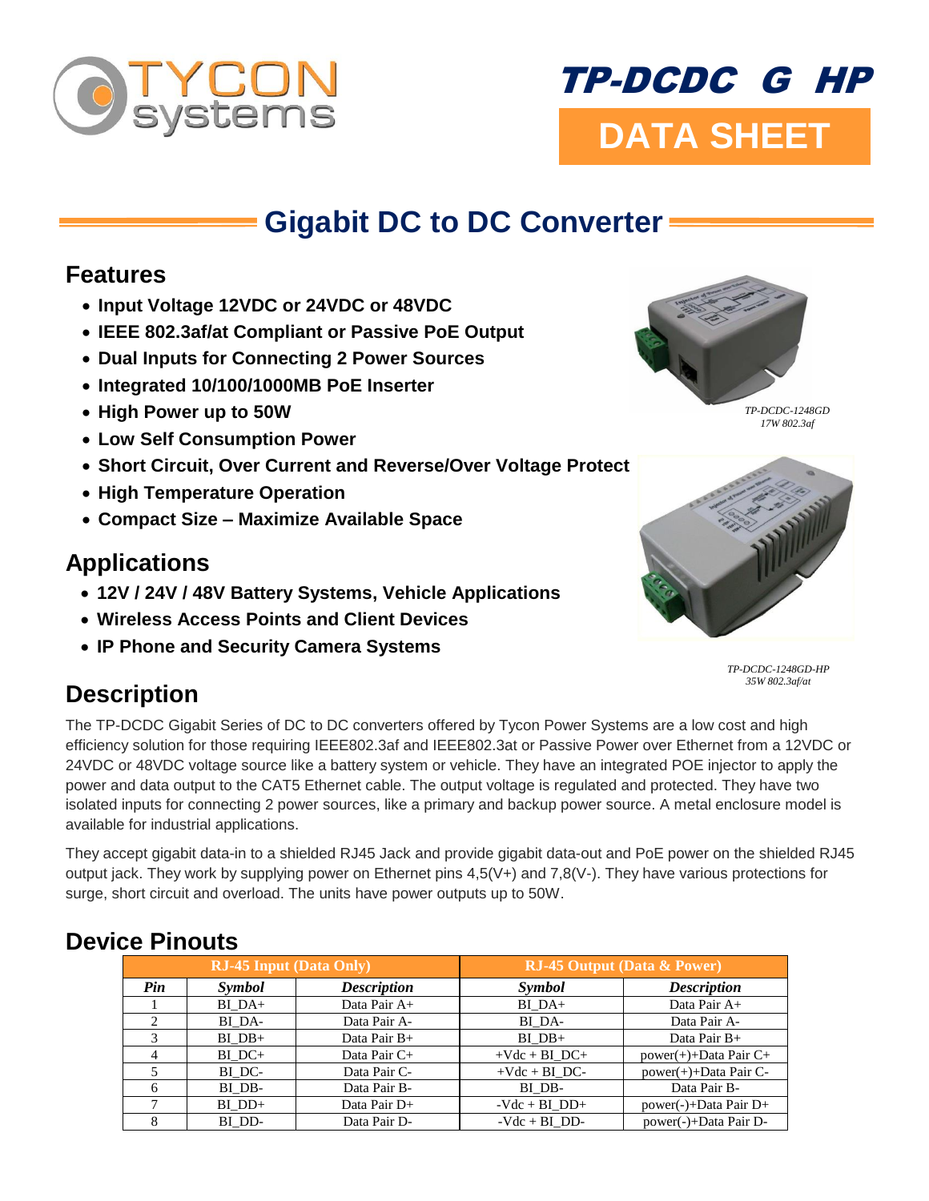TYCON systems

# TP-DCDC G HP

**DATA SHEET**

## Gigabit DC to DC Converter

### Features

- **Input Voltage 12VDC or 24VDC or 48VDC**
- **IEEE 802.3af/at Compliant or Passive PoE Output**
- **Dual Inputs for Connecting 2 Power Sources**
- **Integrated 10/100/1000MB PoE Inserter**
- **High Power up to 50W**
- **Low Self Consumption Power**
- **Short Circuit, Over Current and Reverse/Over Voltage Protect**
- **High Temperature Operation**
- **Compact Size – Maximize Available Space**

*TP-DCDC-1248GD*
*17W 802.3af*

### Applications

- **12V / 24V / 48V Battery Systems, Vehicle Applications**
- **Wireless Access Points and Client Devices**
- **IP Phone and Security Camera Systems**

*TP-DCDC-1248GD-HP*
*35W 802.3af/at*

### Description

The TP-DCDC Gigabit Series of DC to DC converters offered by Tycon Power Systems are a low cost and high efficiency solution for those requiring IEEE802.3af and IEEE802.3at or Passive Power over Ethernet from a 12VDC or 24VDC or 48VDC voltage source like a battery system or vehicle. They have an integrated POE injector to apply the power and data output to the CAT5 Ethernet cable. The output voltage is regulated and protected. They have two isolated inputs for connecting 2 power sources, like a primary and backup power source. A metal enclosure model is available for industrial applications.

They accept gigabit data-in to a shielded RJ45 Jack and provide gigabit data-out and PoE power on the shielded RJ45 output jack. They work by supplying power on Ethernet pins 4,5(V+) and 7,8(V-). They have various protections for surge, short circuit and overload. The units have power outputs up to 50W.

### Device Pinouts

| RJ-45 Input (Data Only) | | | RJ-45 Output (Data & Power) | |
|---|---|---|---|---|
| ***Pin*** | ***Symbol*** | ***Description*** | ***Symbol*** | ***Description*** |
| 1 | BI_DA+ | Data Pair A+ | BI_DA+ | Data Pair A+ |
| 2 | BI_DA- | Data Pair A- | BI_DA- | Data Pair A- |
| 3 | BI_DB+ | Data Pair B+ | BI_DB+ | Data Pair B+ |
| 4 | BI_DC+ | Data Pair C+ | +Vdc + BI_DC+ | power(+)+Data Pair C+ |
| 5 | BI_DC- | Data Pair C- | +Vdc + BI_DC- | power(+)+Data Pair C- |
| 6 | BI_DB- | Data Pair B- | BI_DB- | Data Pair B- |
| 7 | BI_DD+ | Data Pair D+ | -Vdc + BI_DD+ | power(-)+Data Pair D+ |
| 8 | BI_DD- | Data Pair D- | -Vdc + BI_DD- | power(-)+Data Pair D- |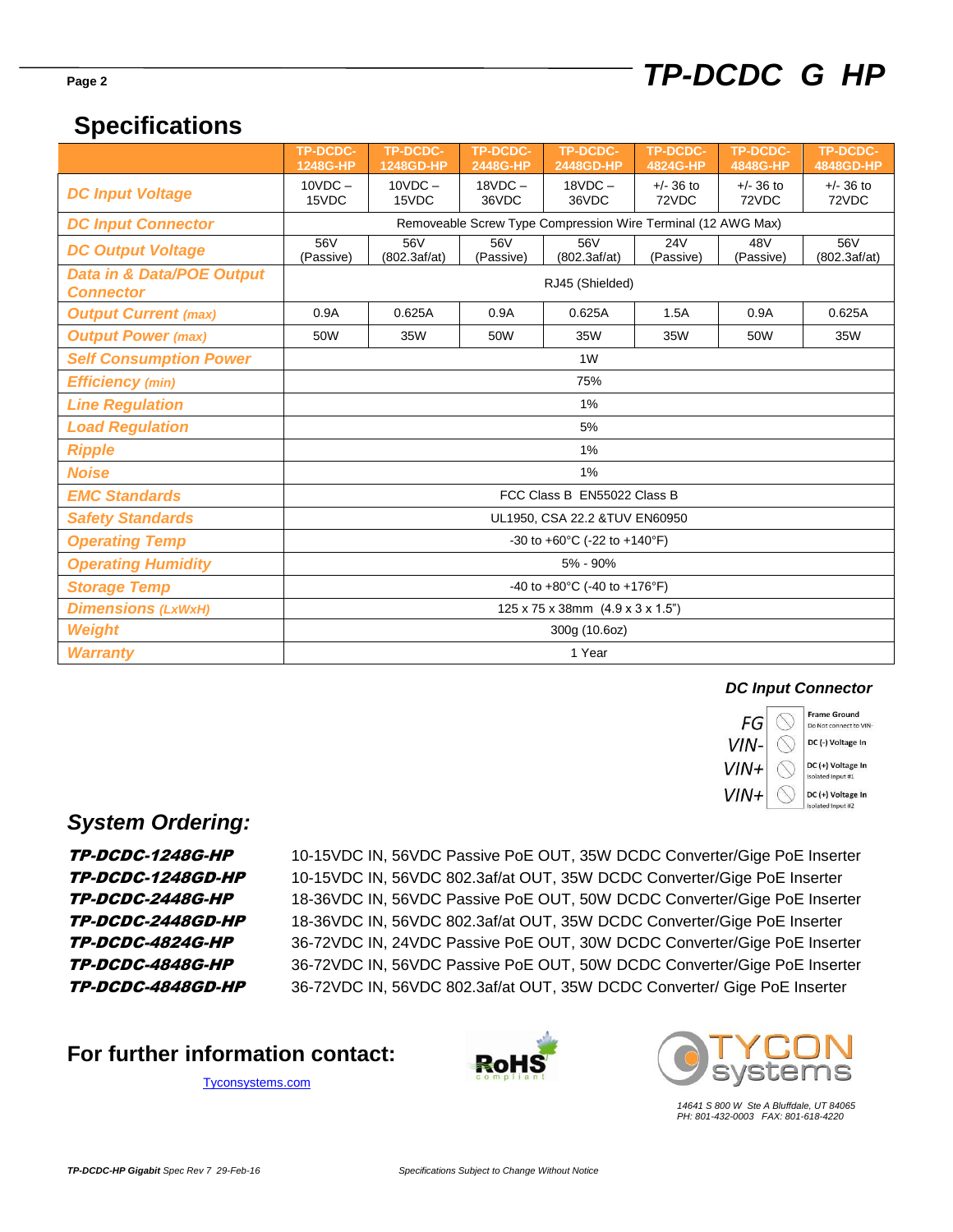## Specifications

| | TP-DCDC-1248G-HP | TP-DCDC-1248GD-HP | TP-DCDC-2448G-HP | TP-DCDC-2448GD-HP | TP-DCDC-4824G-HP | TP-DCDC-4848G-HP | TP-DCDC-4848GD-HP |
|---|---|---|---|---|---|---|---|
| ***DC Input Voltage*** | 10VDC – 15VDC | 10VDC – 15VDC | 18VDC – 36VDC | 18VDC – 36VDC | +/- 36 to 72VDC | +/- 36 to 72VDC | +/- 36 to 72VDC |
| ***DC Input Connector*** | Removeable Screw Type Compression Wire Terminal (12 AWG Max) | | | | | | |
| ***DC Output Voltage*** | 56V (Passive) | 56V (802.3af/at) | 56V (Passive) | 56V (802.3af/at) | 24V (Passive) | 48V (Passive) | 56V (802.3af/at) |
| ***Data in & Data/POE Output Connector*** | RJ45 (Shielded) | | | | | | |
| ***Output Current** (max)* | 0.9A | 0.625A | 0.9A | 0.625A | 1.5A | 0.9A | 0.625A |
| ***Output Power** (max)* | 50W | 35W | 50W | 35W | 35W | 50W | 35W |
| ***Self Consumption Power*** | 1W | | | | | | |
| ***Efficiency** (min)* | 75% | | | | | | |
| ***Line Regulation*** | 1% | | | | | | |
| ***Load Regulation*** | 5% | | | | | | |
| ***Ripple*** | 1% | | | | | | |
| ***Noise*** | 1% | | | | | | |
| ***EMC Standards*** | FCC Class B EN55022 Class B | | | | | | |
| ***Safety Standards*** | UL1950, CSA 22.2 &TUV EN60950 | | | | | | |
| ***Operating Temp*** | -30 to +60°C (-22 to +140°F) | | | | | | |
| ***Operating Humidity*** | 5% - 90% | | | | | | |
| ***Storage Temp*** | -40 to +80°C (-40 to +176°F) | | | | | | |
| ***Dimensions** (LxWxH)* | 125 x 75 x 38mm (4.9 x 3 x 1.5") | | | | | | |
| ***Weight*** | 300g (10.6oz) | | | | | | |
| ***Warranty*** | 1 Year | | | | | | |

### *DC Input Connector*

FG — Frame Ground (Do Not connect to VIN-)
VIN- — DC (-) Voltage In
VIN+ — DC (+) Voltage In (Isolated Input #1)
VIN+ — DC (+) Voltage In (Isolated Input #2)

## *System Ordering:*

***TP-DCDC-1248G-HP*** 10-15VDC IN, 56VDC Passive PoE OUT, 35W DCDC Converter/Gige PoE Inserter
***TP-DCDC-1248GD-HP*** 10-15VDC IN, 56VDC 802.3af/at OUT, 35W DCDC Converter/Gige PoE Inserter
***TP-DCDC-2448G-HP*** 18-36VDC IN, 56VDC Passive PoE OUT, 50W DCDC Converter/Gige PoE Inserter
***TP-DCDC-2448GD-HP*** 18-36VDC IN, 56VDC 802.3af/at OUT, 35W DCDC Converter/Gige PoE Inserter
***TP-DCDC-4824G-HP*** 36-72VDC IN, 24VDC Passive PoE OUT, 30W DCDC Converter/Gige PoE Inserter
***TP-DCDC-4848G-HP*** 36-72VDC IN, 56VDC Passive PoE OUT, 50W DCDC Converter/Gige PoE Inserter
***TP-DCDC-4848GD-HP*** 36-72VDC IN, 56VDC 802.3af/at OUT, 35W DCDC Converter/ Gige PoE Inserter

## For further information contact:

Tyconsystems.com

RoHS compliant

TYCON systems

*14641 S 800 W Ste A Bluffdale, UT 84065*
*PH: 801-432-0003 FAX: 801-618-4220*

***TP-DCDC-HP Gigabit** Spec Rev 7 29-Feb-16*

*Specifications Subject to Change Without Notice*